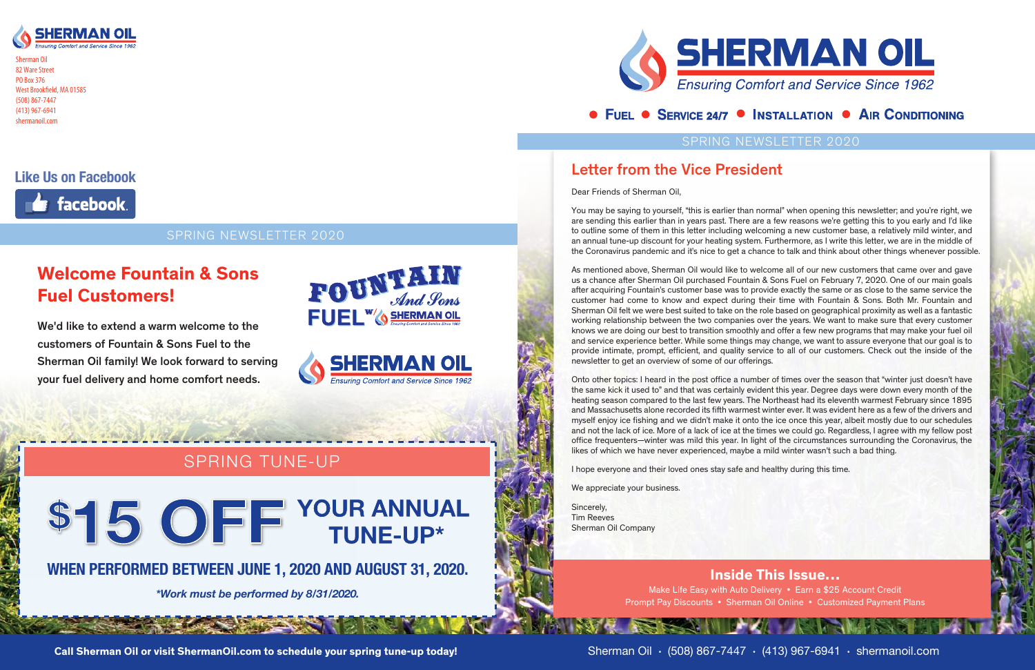SHERMAN OIL
*Ensuring Comfort and Service Since 1962*

Sherman Oil
82 Ware Street
PO Box 376
West Brookfield, MA 01585
(508) 867-7447
(413) 967-6941
shermanoil.com

**Like Us on Facebook**

facebook.

SPRING NEWSLETTER 2020

## Welcome Fountain & Sons Fuel Customers!

**We'd like to extend a warm welcome to the customers of Fountain & Sons Fuel to the Sherman Oil family! We look forward to serving your fuel delivery and home comfort needs.**

FOUNTAIN *And Sons* FUEL w/ SHERMAN OIL

SHERMAN OIL
*Ensuring Comfort and Service Since 1962*

## SPRING TUNE-UP

# $15 OFF YOUR ANNUAL TUNE-UP*

**WHEN PERFORMED BETWEEN JUNE 1, 2020 AND AUGUST 31, 2020.**

***Work must be performed by 8/31/2020.***

**Call Sherman Oil or visit ShermanOil.com to schedule your spring tune-up today!**

# SHERMAN OIL
*Ensuring Comfort and Service Since 1962*

● **FUEL** ● **SERVICE 24/7** ● **INSTALLATION** ● **AIR CONDITIONING**

SPRING NEWSLETTER 2020

## Letter from the Vice President

Dear Friends of Sherman Oil,

You may be saying to yourself, "this is earlier than normal" when opening this newsletter; and you're right, we are sending this earlier than in years past. There are a few reasons we're getting this to you early and I'd like to outline some of them in this letter including welcoming a new customer base, a relatively mild winter, and an annual tune-up discount for your heating system. Furthermore, as I write this letter, we are in the middle of the Coronavirus pandemic and it's nice to get a chance to talk and think about other things whenever possible.

As mentioned above, Sherman Oil would like to welcome all of our new customers that came over and gave us a chance after Sherman Oil purchased Fountain & Sons Fuel on February 7, 2020. One of our main goals after acquiring Fountain's customer base was to provide exactly the same or as close to the same service the customer had come to know and expect during their time with Fountain & Sons. Both Mr. Fountain and Sherman Oil felt we were best suited to take on the role based on geographical proximity as well as a fantastic working relationship between the two companies over the years. We want to make sure that every customer knows we are doing our best to transition smoothly and offer a few new programs that may make your fuel oil and service experience better. While some things may change, we want to assure everyone that our goal is to provide intimate, prompt, efficient, and quality service to all of our customers. Check out the inside of the newsletter to get an overview of some of our offerings.

Onto other topics: I heard in the post office a number of times over the season that "winter just doesn't have the same kick it used to" and that was certainly evident this year. Degree days were down every month of the heating season compared to the last few years. The Northeast had its eleventh warmest February since 1895 and Massachusetts alone recorded its fifth warmest winter ever. It was evident here as a few of the drivers and myself enjoy ice fishing and we didn't make it onto the ice once this year, albeit mostly due to our schedules and not the lack of ice. More of a lack of ice at the times we could go. Regardless, I agree with my fellow post office frequenters—winter was mild this year. In light of the circumstances surrounding the Coronavirus, the likes of which we have never experienced, maybe a mild winter wasn't such a bad thing.

I hope everyone and their loved ones stay safe and healthy during this time.

We appreciate your business.

Sincerely,
Tim Reeves
Sherman Oil Company

### Inside This Issue...

Make Life Easy with Auto Delivery • Earn a $25 Account Credit
Prompt Pay Discounts • Sherman Oil Online • Customized Payment Plans

Sherman Oil · (508) 867-7447 · (413) 967-6941 · shermanoil.com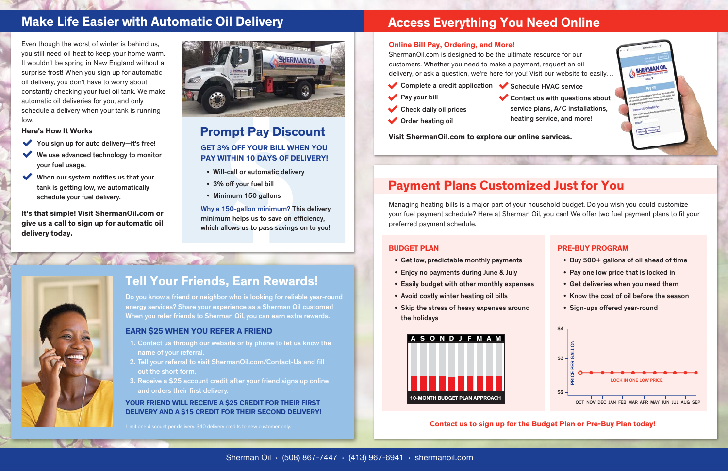## Make Life Easier with Automatic Oil Delivery

Even though the worst of winter is behind us, you still need oil heat to keep your home warm. It wouldn't be spring in New England without a surprise frost! When you sign up for automatic oil delivery, you don't have to worry about constantly checking your fuel oil tank. We make automatic oil deliveries for you, and only schedule a delivery when your tank is running low.

**Here's How It Works**

- You sign up for auto delivery—it's free!
- We use advanced technology to monitor your fuel usage.
- When our system notifies us that your tank is getting low, we automatically schedule your fuel delivery.

**It's that simple! Visit ShermanOil.com or give us a call to sign up for automatic oil delivery today.**

### Prompt Pay Discount

**GET 3% OFF YOUR BILL WHEN YOU PAY WITHIN 10 DAYS OF DELIVERY!**

- Will-call or automatic delivery
- 3% off your fuel bill
- Minimum 150 gallons

Why a 150-gallon minimum? This delivery minimum helps us to save on efficiency, which allows us to pass savings on to you!

## Tell Your Friends, Earn Rewards!

Do you know a friend or neighbor who is looking for reliable year-round energy services? Share your experience as a Sherman Oil customer! When you refer friends to Sherman Oil, you can earn extra rewards.

**EARN $25 WHEN YOU REFER A FRIEND**

1. Contact us through our website or by phone to let us know the name of your referral.
2. Tell your referral to visit ShermanOil.com/Contact-Us and fill out the short form.
3. Receive a $25 account credit after your friend signs up online and orders their first delivery.

**YOUR FRIEND WILL RECEIVE A $25 CREDIT FOR THEIR FIRST DELIVERY AND A $15 CREDIT FOR THEIR SECOND DELIVERY!**

Limit one discount per delivery. $40 delivery credits to new customer only.

## Access Everything You Need Online

**Online Bill Pay, Ordering, and More!**

ShermanOil.com is designed to be the ultimate resource for our customers. Whether you need to make a payment, request an oil delivery, or ask a question, we're here for you! Visit our website to easily…

- Complete a credit application
- Pay your bill
- Check daily oil prices
- Order heating oil
- Schedule HVAC service
- Contact us with questions about service plans, A/C installations, heating service, and more!

**Visit ShermanOil.com to explore our online services.**

## Payment Plans Customized Just for You

Managing heating bills is a major part of your household budget. Do you wish you could customize your fuel payment schedule? Here at Sherman Oil, you can! We offer two fuel payment plans to fit your preferred payment schedule.

### BUDGET PLAN

- Get low, predictable monthly payments
- Enjoy no payments during June & July
- Easily budget with other monthly expenses
- Avoid costly winter heating oil bills
- Skip the stress of heavy expenses around the holidays

A S O N D J F M A M

10-MONTH BUDGET PLAN APPROACH

### PRE-BUY PROGRAM

- Buy 500+ gallons of oil ahead of time
- Pay one low price that is locked in
- Get deliveries when you need them
- Know the cost of oil before the season
- Sign-ups offered year-round

$4
$3
$2
PRICE PER GALLON
LOCK IN ONE LOW PRICE
OCT NOV DEC JAN FEB MAR APR MAY JUN JUL AUG SEP

**Contact us to sign up for the Budget Plan or Pre-Buy Plan today!**

Sherman Oil · (508) 867-7447 · (413) 967-6941 · shermanoil.com